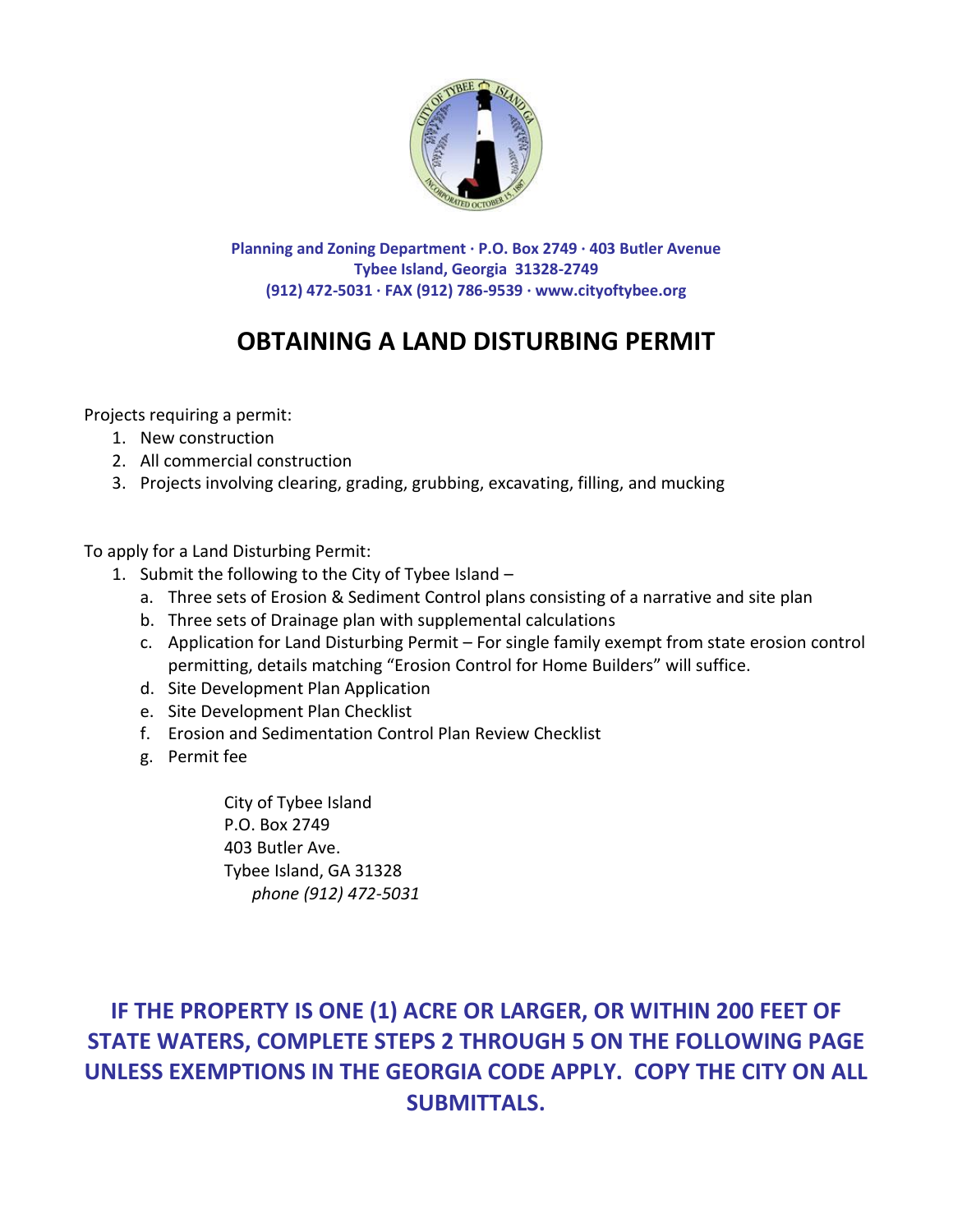Planning and Zoning Department · P.O. Box 2749 · 403 Butler Avenue
Tybee Island, Georgia 31328-2749
(912) 472-5031 · FAX (912) 786-9539 · www.cityoftybee.org

# OBTAINING A LAND DISTURBING PERMIT

Projects requiring a permit:

1. New construction
2. All commercial construction
3. Projects involving clearing, grading, grubbing, excavating, filling, and mucking

To apply for a Land Disturbing Permit:

1. Submit the following to the City of Tybee Island –
   a. Three sets of Erosion & Sediment Control plans consisting of a narrative and site plan
   b. Three sets of Drainage plan with supplemental calculations
   c. Application for Land Disturbing Permit – For single family exempt from state erosion control permitting, details matching "Erosion Control for Home Builders" will suffice.
   d. Site Development Plan Application
   e. Site Development Plan Checklist
   f. Erosion and Sedimentation Control Plan Review Checklist
   g. Permit fee

City of Tybee Island
P.O. Box 2749
403 Butler Ave.
Tybee Island, GA 31328
*phone (912) 472-5031*

**IF THE PROPERTY IS ONE (1) ACRE OR LARGER, OR WITHIN 200 FEET OF STATE WATERS, COMPLETE STEPS 2 THROUGH 5 ON THE FOLLOWING PAGE UNLESS EXEMPTIONS IN THE GEORGIA CODE APPLY. COPY THE CITY ON ALL SUBMITTALS.**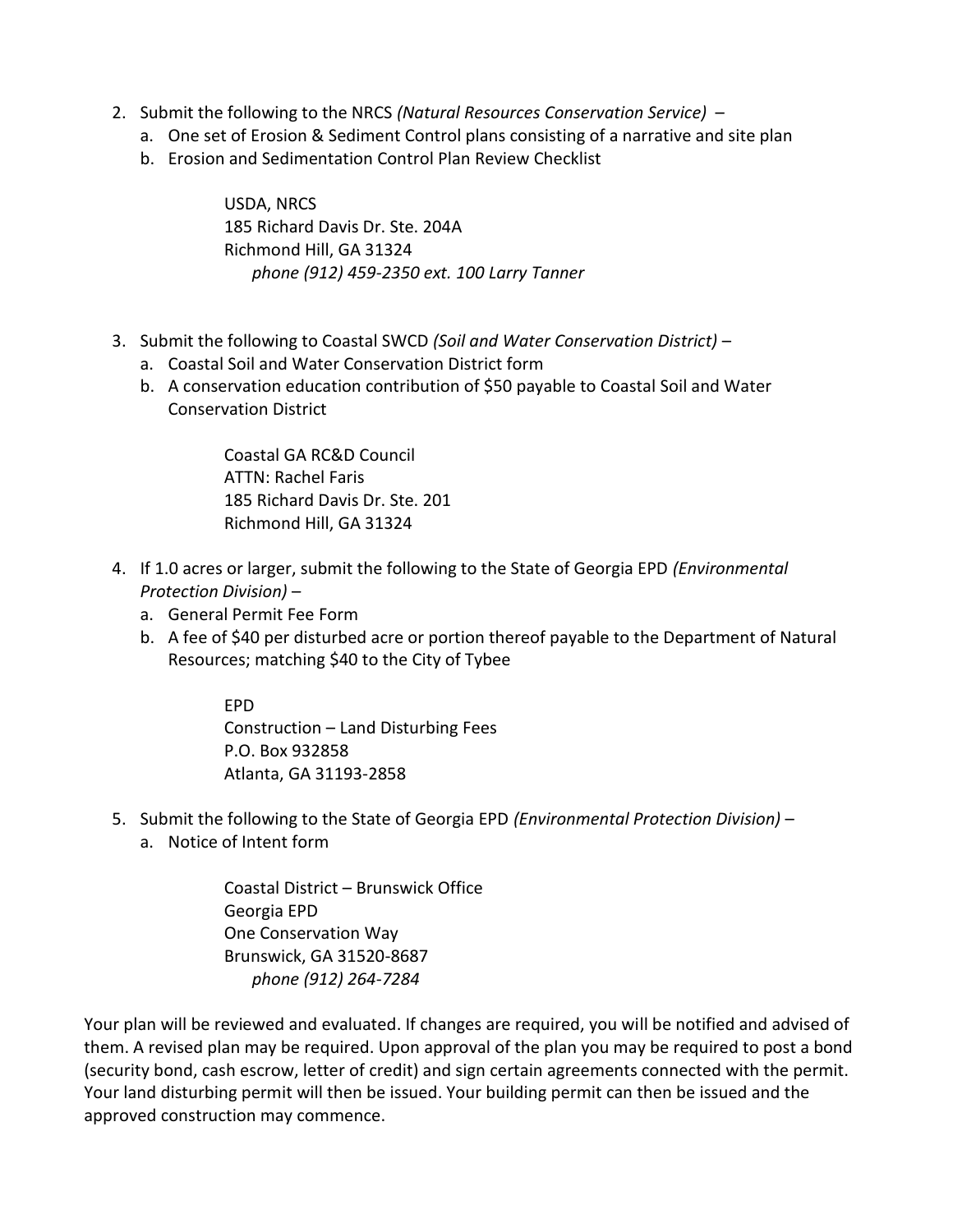2. Submit the following to the NRCS *(Natural Resources Conservation Service)* –
    a. One set of Erosion & Sediment Control plans consisting of a narrative and site plan
    b. Erosion and Sedimentation Control Plan Review Checklist

    USDA, NRCS
    185 Richard Davis Dr. Ste. 204A
    Richmond Hill, GA 31324
    *phone (912) 459-2350 ext. 100 Larry Tanner*

3. Submit the following to Coastal SWCD *(Soil and Water Conservation District)* –
    a. Coastal Soil and Water Conservation District form
    b. A conservation education contribution of $50 payable to Coastal Soil and Water Conservation District

    Coastal GA RC&D Council
    ATTN: Rachel Faris
    185 Richard Davis Dr. Ste. 201
    Richmond Hill, GA 31324

4. If 1.0 acres or larger, submit the following to the State of Georgia EPD *(Environmental Protection Division)* –
    a. General Permit Fee Form
    b. A fee of $40 per disturbed acre or portion thereof payable to the Department of Natural Resources; matching $40 to the City of Tybee

    EPD
    Construction – Land Disturbing Fees
    P.O. Box 932858
    Atlanta, GA 31193-2858

5. Submit the following to the State of Georgia EPD *(Environmental Protection Division)* –
    a. Notice of Intent form

    Coastal District – Brunswick Office
    Georgia EPD
    One Conservation Way
    Brunswick, GA 31520-8687
    *phone (912) 264-7284*

Your plan will be reviewed and evaluated. If changes are required, you will be notified and advised of them. A revised plan may be required. Upon approval of the plan you may be required to post a bond (security bond, cash escrow, letter of credit) and sign certain agreements connected with the permit. Your land disturbing permit will then be issued. Your building permit can then be issued and the approved construction may commence.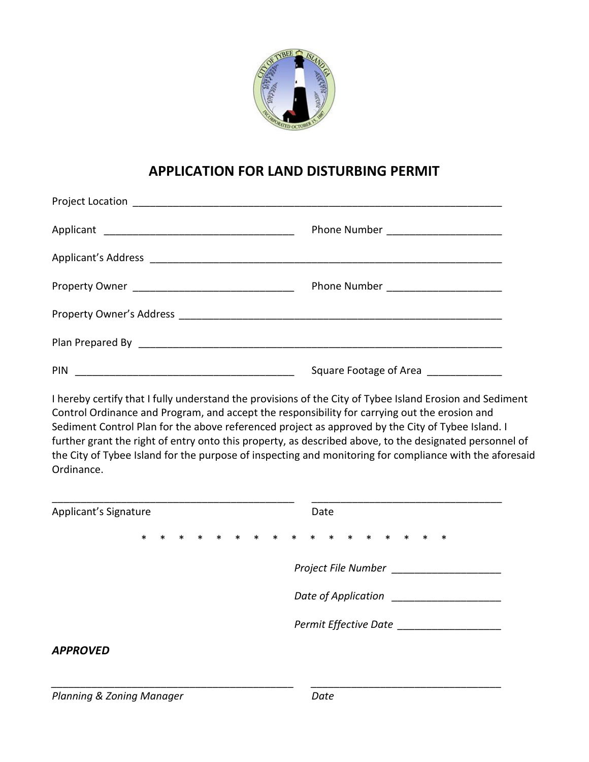# APPLICATION FOR LAND DISTURBING PERMIT

Project Location ______________________________________________________________

Applicant ______________________________ Phone Number __________________

Applicant's Address ____________________________________________________________

Property Owner __________________________ Phone Number __________________

Property Owner's Address _______________________________________________________

Plan Prepared By ______________________________________________________________

PIN ____________________________________ Square Footage of Area ____________

I hereby certify that I fully understand the provisions of the City of Tybee Island Erosion and Sediment Control Ordinance and Program, and accept the responsibility for carrying out the erosion and Sediment Control Plan for the above referenced project as approved by the City of Tybee Island. I further grant the right of entry onto this property, as described above, to the designated personnel of the City of Tybee Island for the purpose of inspecting and monitoring for compliance with the aforesaid Ordinance.

__________________________________________ __________________________________

Applicant's Signature Date

\* \* \* \* \* \* \* \* \* \* \* \* \* \* \* \* \* \*

*Project File Number* __________________

*Date of Application* __________________

*Permit Effective Date* __________________

***APPROVED***

__________________________________________ __________________________________

*Planning & Zoning Manager* *Date*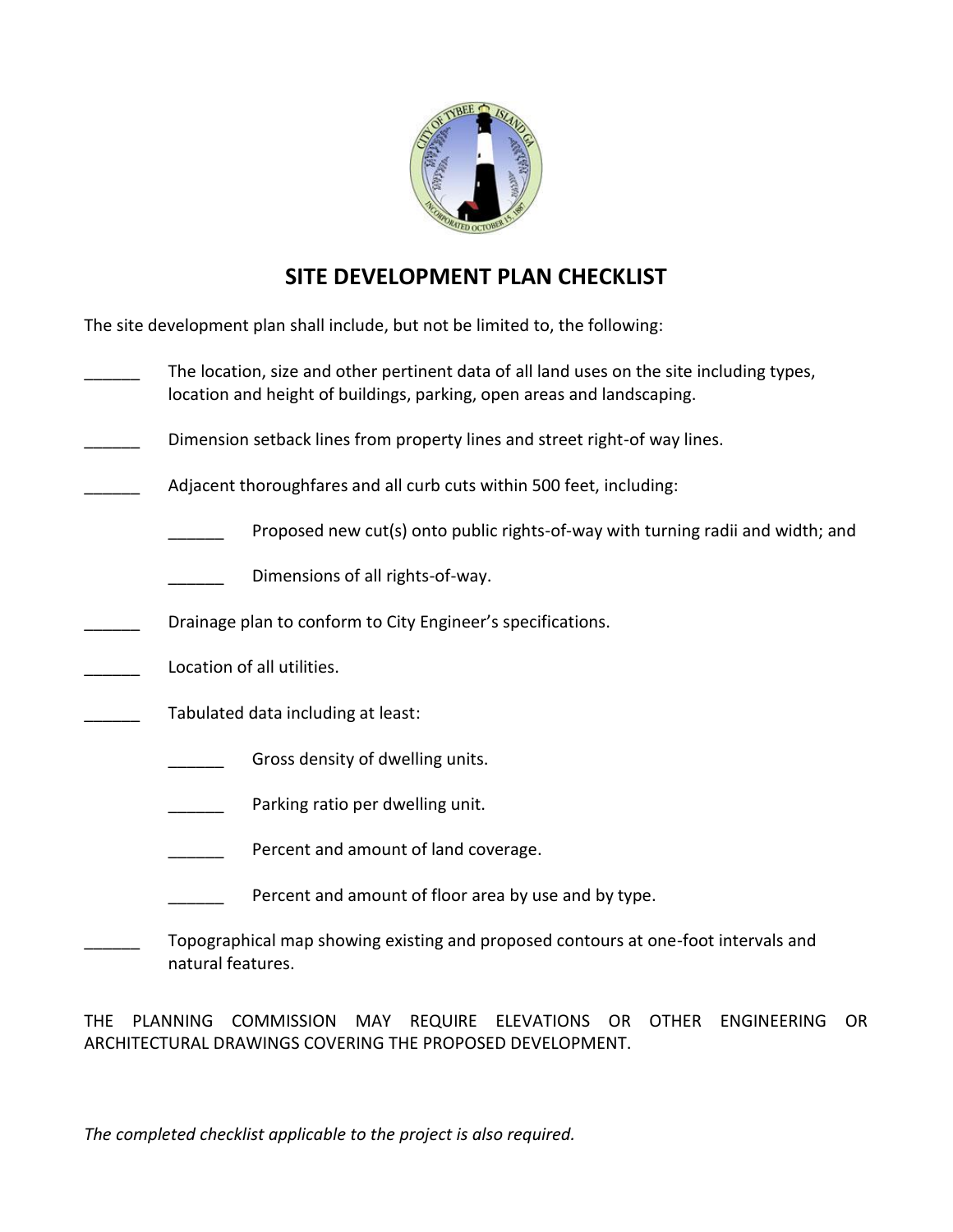# SITE DEVELOPMENT PLAN CHECKLIST

The site development plan shall include, but not be limited to, the following:

______ The location, size and other pertinent data of all land uses on the site including types, location and height of buildings, parking, open areas and landscaping.

______ Dimension setback lines from property lines and street right-of way lines.

______ Adjacent thoroughfares and all curb cuts within 500 feet, including:

- ______ Proposed new cut(s) onto public rights-of-way with turning radii and width; and
- ______ Dimensions of all rights-of-way.

______ Drainage plan to conform to City Engineer's specifications.

______ Location of all utilities.

______ Tabulated data including at least:

- ______ Gross density of dwelling units.
- ______ Parking ratio per dwelling unit.
- ______ Percent and amount of land coverage.
- ______ Percent and amount of floor area by use and by type.

______ Topographical map showing existing and proposed contours at one-foot intervals and natural features.

THE PLANNING COMMISSION MAY REQUIRE ELEVATIONS OR OTHER ENGINEERING OR ARCHITECTURAL DRAWINGS COVERING THE PROPOSED DEVELOPMENT.

*The completed checklist applicable to the project is also required.*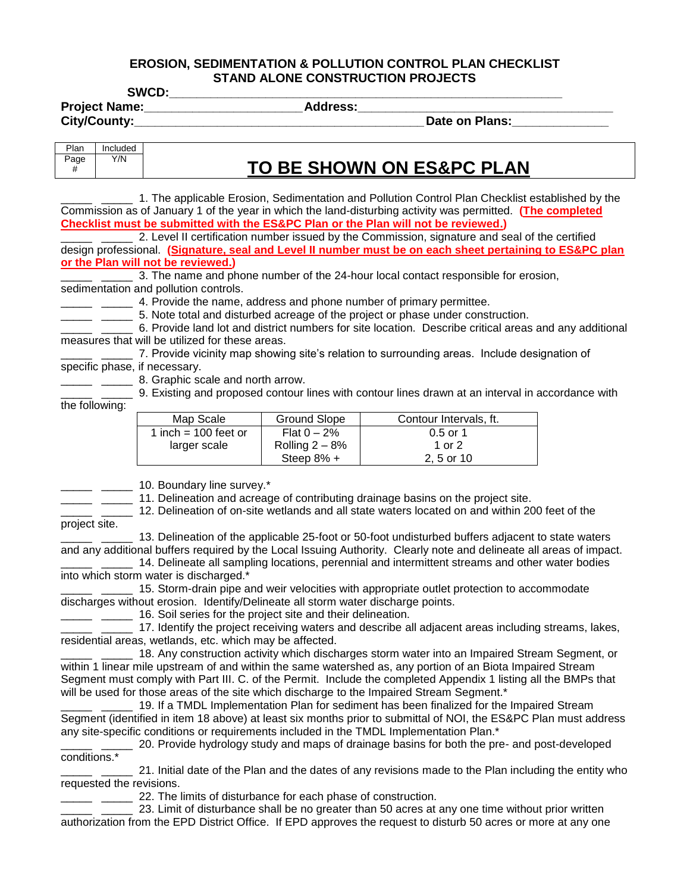**EROSION, SEDIMENTATION & POLLUTION CONTROL PLAN CHECKLIST**
**STAND ALONE CONSTRUCTION PROJECTS**

**SWCD:**\_\_\_\_\_\_\_\_\_\_\_\_\_\_\_\_\_\_\_\_\_\_\_\_\_\_\_\_\_\_\_\_\_\_\_\_\_\_\_\_\_\_\_\_\_\_\_\_\_\_\_\_\_\_\_\_

**Project Name:**\_\_\_\_\_\_\_\_\_\_\_\_\_\_\_\_\_\_\_\_\_\_\_\_\_ **Address:**\_\_\_\_\_\_\_\_\_\_\_\_\_\_\_\_\_\_\_\_\_\_\_\_\_\_\_\_\_\_\_\_\_\_\_\_\_\_\_

**City/County:**\_\_\_\_\_\_\_\_\_\_\_\_\_\_\_\_\_\_\_\_\_\_\_\_\_\_\_\_\_\_\_\_\_\_\_\_\_\_\_\_\_\_\_\_\_ **Date on Plans:**\_\_\_\_\_\_\_\_\_\_\_\_\_\_\_

| Plan Page # | Included Y/N | TO BE SHOWN ON ES&PC PLAN |
|---|---|---|

\_\_\_\_\_ \_\_\_\_\_ 1. The applicable Erosion, Sedimentation and Pollution Control Plan Checklist established by the Commission as of January 1 of the year in which the land-disturbing activity was permitted. **(The completed Checklist must be submitted with the ES&PC Plan or the Plan will not be reviewed.)**

\_\_\_\_\_ \_\_\_\_\_ 2. Level II certification number issued by the Commission, signature and seal of the certified design professional. **(Signature, seal and Level II number must be on each sheet pertaining to ES&PC plan or the Plan will not be reviewed.)**

\_\_\_\_\_ \_\_\_\_\_ 3. The name and phone number of the 24-hour local contact responsible for erosion, sedimentation and pollution controls.

\_\_\_\_\_ \_\_\_\_\_ 4. Provide the name, address and phone number of primary permittee.

\_\_\_\_\_ \_\_\_\_\_ 5. Note total and disturbed acreage of the project or phase under construction.

\_\_\_\_\_ \_\_\_\_\_ 6. Provide land lot and district numbers for site location. Describe critical areas and any additional measures that will be utilized for these areas.

\_\_\_\_\_ \_\_\_\_\_ 7. Provide vicinity map showing site's relation to surrounding areas. Include designation of specific phase, if necessary.

\_\_\_\_\_ \_\_\_\_\_ 8. Graphic scale and north arrow.

\_\_\_\_\_ \_\_\_\_\_ 9. Existing and proposed contour lines with contour lines drawn at an interval in accordance with the following:

| Map Scale | Ground Slope | Contour Intervals, ft. |
|---|---|---|
| 1 inch = 100 feet or larger scale | Flat 0 – 2% | 0.5 or 1 |
| | Rolling 2 – 8% | 1 or 2 |
| | Steep 8% + | 2, 5 or 10 |

\_\_\_\_\_ \_\_\_\_\_ 10. Boundary line survey.*

\_\_\_\_\_ \_\_\_\_\_ 11. Delineation and acreage of contributing drainage basins on the project site.

\_\_\_\_\_ \_\_\_\_\_ 12. Delineation of on-site wetlands and all state waters located on and within 200 feet of the project site.

\_\_\_\_\_ \_\_\_\_\_ 13. Delineation of the applicable 25-foot or 50-foot undisturbed buffers adjacent to state waters and any additional buffers required by the Local Issuing Authority. Clearly note and delineate all areas of impact.

\_\_\_\_\_ \_\_\_\_\_ 14. Delineate all sampling locations, perennial and intermittent streams and other water bodies into which storm water is discharged.*

\_\_\_\_\_ \_\_\_\_\_ 15. Storm-drain pipe and weir velocities with appropriate outlet protection to accommodate discharges without erosion. Identify/Delineate all storm water discharge points.

\_\_\_\_\_ \_\_\_\_\_ 16. Soil series for the project site and their delineation.

\_\_\_\_\_ \_\_\_\_\_ 17. Identify the project receiving waters and describe all adjacent areas including streams, lakes, residential areas, wetlands, etc. which may be affected.

\_\_\_\_\_ \_\_\_\_\_ 18. Any construction activity which discharges storm water into an Impaired Stream Segment, or within 1 linear mile upstream of and within the same watershed as, any portion of an Biota Impaired Stream Segment must comply with Part III. C. of the Permit. Include the completed Appendix 1 listing all the BMPs that will be used for those areas of the site which discharge to the Impaired Stream Segment.*

\_\_\_\_\_ \_\_\_\_\_ 19. If a TMDL Implementation Plan for sediment has been finalized for the Impaired Stream Segment (identified in item 18 above) at least six months prior to submittal of NOI, the ES&PC Plan must address any site-specific conditions or requirements included in the TMDL Implementation Plan.*

\_\_\_\_\_ \_\_\_\_\_ 20. Provide hydrology study and maps of drainage basins for both the pre- and post-developed conditions.*

\_\_\_\_\_ \_\_\_\_\_ 21. Initial date of the Plan and the dates of any revisions made to the Plan including the entity who requested the revisions.

\_\_\_\_\_ \_\_\_\_\_ 22. The limits of disturbance for each phase of construction.

\_\_\_\_\_ \_\_\_\_\_ 23. Limit of disturbance shall be no greater than 50 acres at any one time without prior written authorization from the EPD District Office. If EPD approves the request to disturb 50 acres or more at any one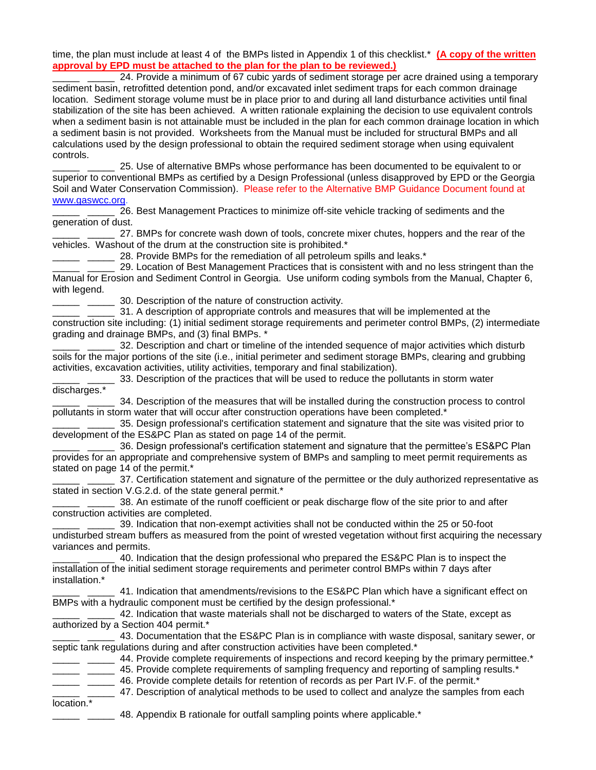time, the plan must include at least 4 of the BMPs listed in Appendix 1 of this checklist.* **(A copy of the written approval by EPD must be attached to the plan for the plan to be reviewed.)**

_____ _____ 24. Provide a minimum of 67 cubic yards of sediment storage per acre drained using a temporary sediment basin, retrofitted detention pond, and/or excavated inlet sediment traps for each common drainage location. Sediment storage volume must be in place prior to and during all land disturbance activities until final stabilization of the site has been achieved. A written rationale explaining the decision to use equivalent controls when a sediment basin is not attainable must be included in the plan for each common drainage location in which a sediment basin is not provided. Worksheets from the Manual must be included for structural BMPs and all calculations used by the design professional to obtain the required sediment storage when using equivalent controls.

_____ _____ 25. Use of alternative BMPs whose performance has been documented to be equivalent to or superior to conventional BMPs as certified by a Design Professional (unless disapproved by EPD or the Georgia Soil and Water Conservation Commission). Please refer to the Alternative BMP Guidance Document found at www.gaswcc.org.

_____ _____ 26. Best Management Practices to minimize off-site vehicle tracking of sediments and the generation of dust.

_____ _____ 27. BMPs for concrete wash down of tools, concrete mixer chutes, hoppers and the rear of the vehicles. Washout of the drum at the construction site is prohibited.*

_____ _____ 28. Provide BMPs for the remediation of all petroleum spills and leaks.*

_____ _____ 29. Location of Best Management Practices that is consistent with and no less stringent than the Manual for Erosion and Sediment Control in Georgia. Use uniform coding symbols from the Manual, Chapter 6, with legend.

_____ _____ 30. Description of the nature of construction activity.

_____ _____ 31. A description of appropriate controls and measures that will be implemented at the construction site including: (1) initial sediment storage requirements and perimeter control BMPs, (2) intermediate grading and drainage BMPs, and (3) final BMPs. *

_____ _____ 32. Description and chart or timeline of the intended sequence of major activities which disturb soils for the major portions of the site (i.e., initial perimeter and sediment storage BMPs, clearing and grubbing activities, excavation activities, utility activities, temporary and final stabilization).

_____ _____ 33. Description of the practices that will be used to reduce the pollutants in storm water discharges.*

_____ _____ 34. Description of the measures that will be installed during the construction process to control pollutants in storm water that will occur after construction operations have been completed.*

_____ _____ 35. Design professional's certification statement and signature that the site was visited prior to development of the ES&PC Plan as stated on page 14 of the permit.

_____ _____ 36. Design professional's certification statement and signature that the permittee's ES&PC Plan provides for an appropriate and comprehensive system of BMPs and sampling to meet permit requirements as stated on page 14 of the permit.*

_____ _____ 37. Certification statement and signature of the permittee or the duly authorized representative as stated in section V.G.2.d. of the state general permit.*

_____ _____ 38. An estimate of the runoff coefficient or peak discharge flow of the site prior to and after construction activities are completed.

_____ _____ 39. Indication that non-exempt activities shall not be conducted within the 25 or 50-foot undisturbed stream buffers as measured from the point of wrested vegetation without first acquiring the necessary variances and permits.

_____ _____ 40. Indication that the design professional who prepared the ES&PC Plan is to inspect the installation of the initial sediment storage requirements and perimeter control BMPs within 7 days after installation.*

_____ _____ 41. Indication that amendments/revisions to the ES&PC Plan which have a significant effect on BMPs with a hydraulic component must be certified by the design professional.*

_____ _____ 42. Indication that waste materials shall not be discharged to waters of the State, except as authorized by a Section 404 permit.*

_____ _____ 43. Documentation that the ES&PC Plan is in compliance with waste disposal, sanitary sewer, or septic tank regulations during and after construction activities have been completed.*

_____ _____ 44. Provide complete requirements of inspections and record keeping by the primary permittee.*

_____ _____ 45. Provide complete requirements of sampling frequency and reporting of sampling results.*

_____ _____ 46. Provide complete details for retention of records as per Part IV.F. of the permit.*

_____ _____ 47. Description of analytical methods to be used to collect and analyze the samples from each location.*

_____ _____ 48. Appendix B rationale for outfall sampling points where applicable.*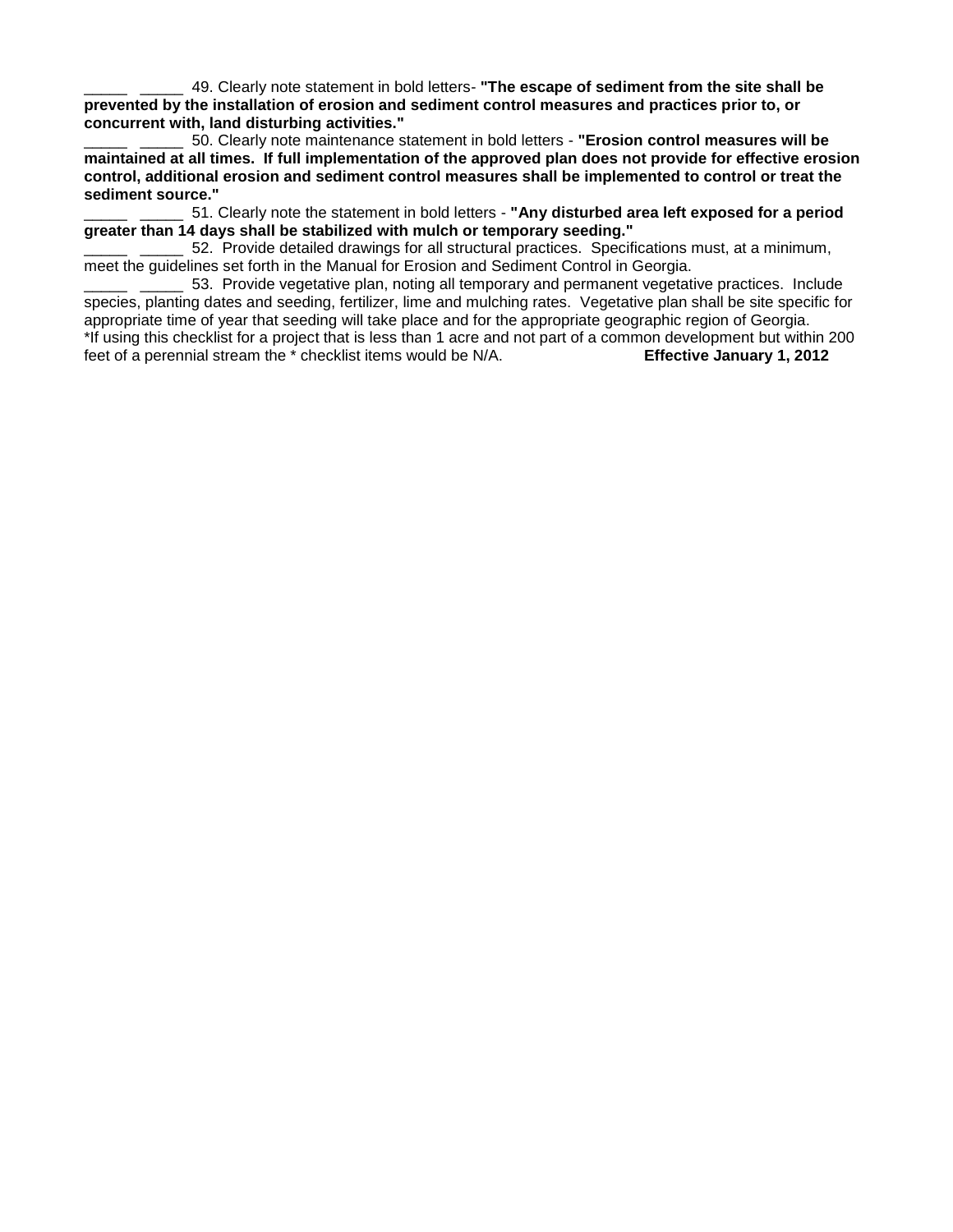_____ _____ 49. Clearly note statement in bold letters- **"The escape of sediment from the site shall be prevented by the installation of erosion and sediment control measures and practices prior to, or concurrent with, land disturbing activities."**

_____ _____ 50. Clearly note maintenance statement in bold letters - **"Erosion control measures will be maintained at all times. If full implementation of the approved plan does not provide for effective erosion control, additional erosion and sediment control measures shall be implemented to control or treat the sediment source."**

_____ _____ 51. Clearly note the statement in bold letters - **"Any disturbed area left exposed for a period greater than 14 days shall be stabilized with mulch or temporary seeding."**

_____ _____ 52. Provide detailed drawings for all structural practices. Specifications must, at a minimum, meet the guidelines set forth in the Manual for Erosion and Sediment Control in Georgia.

_____ _____ 53. Provide vegetative plan, noting all temporary and permanent vegetative practices. Include species, planting dates and seeding, fertilizer, lime and mulching rates. Vegetative plan shall be site specific for appropriate time of year that seeding will take place and for the appropriate geographic region of Georgia.

*If using this checklist for a project that is less than 1 acre and not part of a common development but within 200 feet of a perennial stream the * checklist items would be N/A. **Effective January 1, 2012**